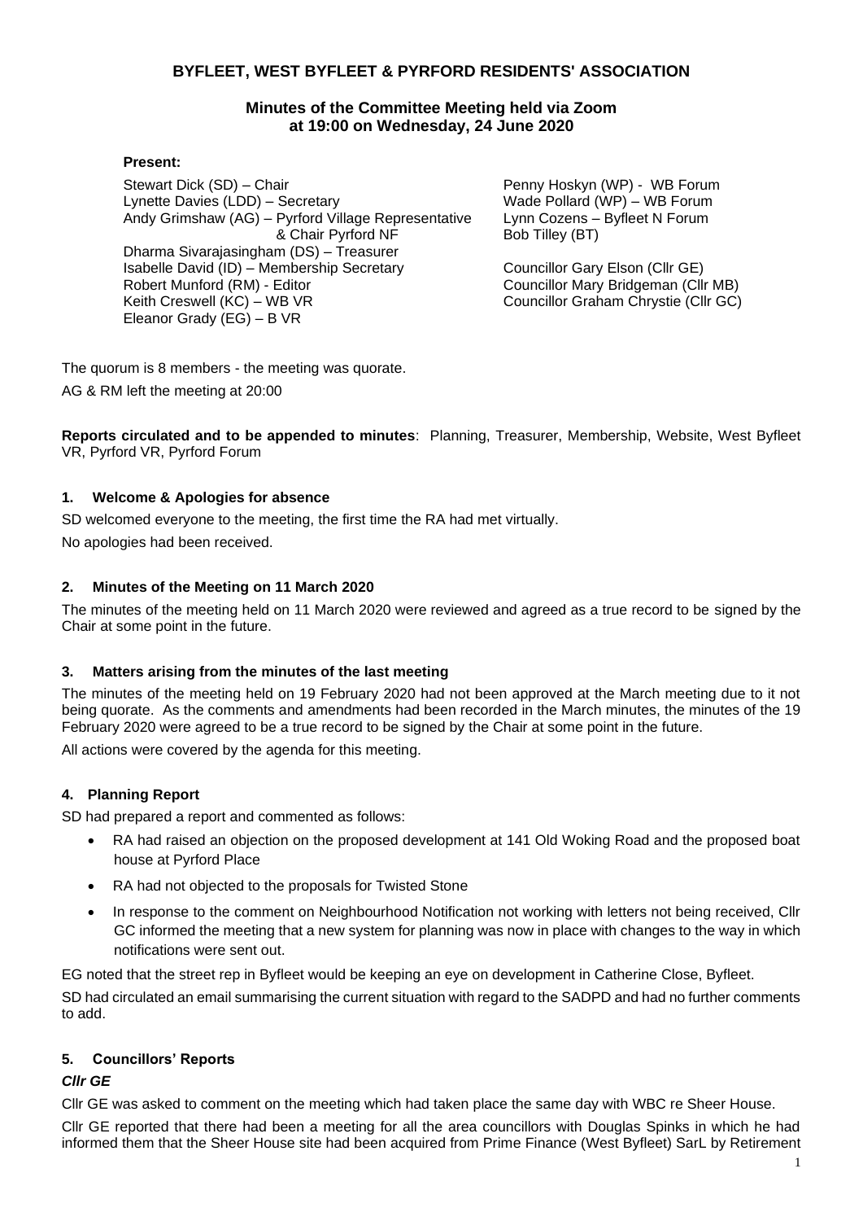# BYFLEET, WEST BYFLEET & PYRFORD RESIDENTS' ASSOCIATION

## Minutes of the Committee Meeting held via Zoom at 19:00 on Wednesday, 24 June 2020

**Present:**

Stewart Dick (SD) – Chair
Lynette Davies (LDD) – Secretary
Andy Grimshaw (AG) – Pyrford Village Representative & Chair Pyrford NF
Dharma Sivarajasingham (DS) – Treasurer
Isabelle David (ID) – Membership Secretary
Robert Munford (RM) - Editor
Keith Creswell (KC) – WB VR
Eleanor Grady (EG) – B VR

Penny Hoskyn (WP) - WB Forum
Wade Pollard (WP) – WB Forum
Lynn Cozens – Byfleet N Forum
Bob Tilley (BT)

Councillor Gary Elson (Cllr GE)
Councillor Mary Bridgeman (Cllr MB)
Councillor Graham Chrystie (Cllr GC)

The quorum is 8 members - the meeting was quorate.

AG & RM left the meeting at 20:00

**Reports circulated and to be appended to minutes**: Planning, Treasurer, Membership, Website, West Byfleet VR, Pyrford VR, Pyrford Forum

### 1. Welcome & Apologies for absence

SD welcomed everyone to the meeting, the first time the RA had met virtually.

No apologies had been received.

### 2. Minutes of the Meeting on 11 March 2020

The minutes of the meeting held on 11 March 2020 were reviewed and agreed as a true record to be signed by the Chair at some point in the future.

### 3. Matters arising from the minutes of the last meeting

The minutes of the meeting held on 19 February 2020 had not been approved at the March meeting due to it not being quorate. As the comments and amendments had been recorded in the March minutes, the minutes of the 19 February 2020 were agreed to be a true record to be signed by the Chair at some point in the future.

All actions were covered by the agenda for this meeting.

### 4. Planning Report

SD had prepared a report and commented as follows:

- RA had raised an objection on the proposed development at 141 Old Woking Road and the proposed boat house at Pyrford Place
- RA had not objected to the proposals for Twisted Stone
- In response to the comment on Neighbourhood Notification not working with letters not being received, Cllr GC informed the meeting that a new system for planning was now in place with changes to the way in which notifications were sent out.

EG noted that the street rep in Byfleet would be keeping an eye on development in Catherine Close, Byfleet.

SD had circulated an email summarising the current situation with regard to the SADPD and had no further comments to add.

### 5. Councillors' Reports

#### *Cllr GE*

Cllr GE was asked to comment on the meeting which had taken place the same day with WBC re Sheer House.

Cllr GE reported that there had been a meeting for all the area councillors with Douglas Spinks in which he had informed them that the Sheer House site had been acquired from Prime Finance (West Byfleet) SarL by Retirement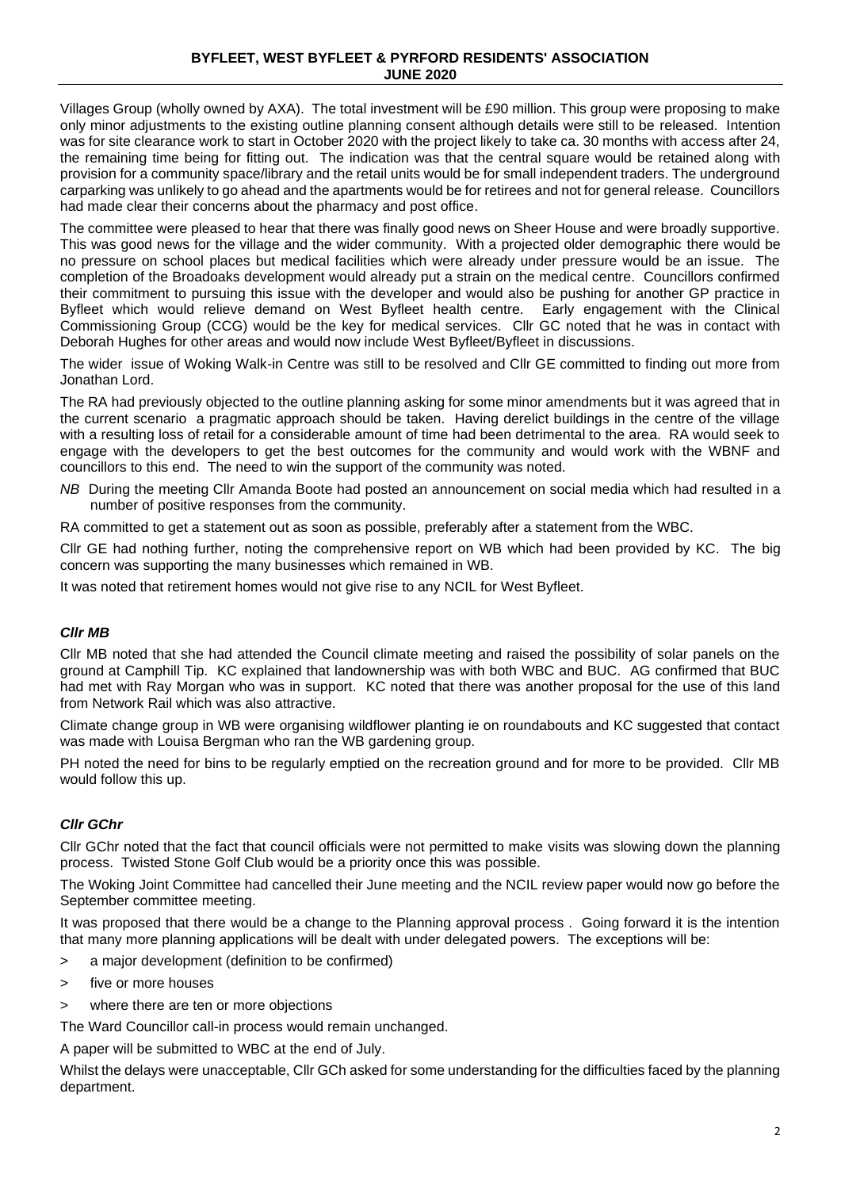Villages Group (wholly owned by AXA). The total investment will be £90 million. This group were proposing to make only minor adjustments to the existing outline planning consent although details were still to be released. Intention was for site clearance work to start in October 2020 with the project likely to take ca. 30 months with access after 24, the remaining time being for fitting out. The indication was that the central square would be retained along with provision for a community space/library and the retail units would be for small independent traders. The underground carparking was unlikely to go ahead and the apartments would be for retirees and not for general release. Councillors had made clear their concerns about the pharmacy and post office.

The committee were pleased to hear that there was finally good news on Sheer House and were broadly supportive. This was good news for the village and the wider community. With a projected older demographic there would be no pressure on school places but medical facilities which were already under pressure would be an issue. The completion of the Broadoaks development would already put a strain on the medical centre. Councillors confirmed their commitment to pursuing this issue with the developer and would also be pushing for another GP practice in Byfleet which would relieve demand on West Byfleet health centre. Early engagement with the Clinical Commissioning Group (CCG) would be the key for medical services. Cllr GC noted that he was in contact with Deborah Hughes for other areas and would now include West Byfleet/Byfleet in discussions.

The wider issue of Woking Walk-in Centre was still to be resolved and Cllr GE committed to finding out more from Jonathan Lord.

The RA had previously objected to the outline planning asking for some minor amendments but it was agreed that in the current scenario a pragmatic approach should be taken. Having derelict buildings in the centre of the village with a resulting loss of retail for a considerable amount of time had been detrimental to the area. RA would seek to engage with the developers to get the best outcomes for the community and would work with the WBNF and councillors to this end. The need to win the support of the community was noted.

*NB* During the meeting Cllr Amanda Boote had posted an announcement on social media which had resulted in a number of positive responses from the community.

RA committed to get a statement out as soon as possible, preferably after a statement from the WBC.

Cllr GE had nothing further, noting the comprehensive report on WB which had been provided by KC. The big concern was supporting the many businesses which remained in WB.

It was noted that retirement homes would not give rise to any NCIL for West Byfleet.

### ***Cllr MB***

Cllr MB noted that she had attended the Council climate meeting and raised the possibility of solar panels on the ground at Camphill Tip. KC explained that landownership was with both WBC and BUC. AG confirmed that BUC had met with Ray Morgan who was in support. KC noted that there was another proposal for the use of this land from Network Rail which was also attractive.

Climate change group in WB were organising wildflower planting ie on roundabouts and KC suggested that contact was made with Louisa Bergman who ran the WB gardening group.

PH noted the need for bins to be regularly emptied on the recreation ground and for more to be provided. Cllr MB would follow this up.

### ***Cllr GChr***

Cllr GChr noted that the fact that council officials were not permitted to make visits was slowing down the planning process. Twisted Stone Golf Club would be a priority once this was possible.

The Woking Joint Committee had cancelled their June meeting and the NCIL review paper would now go before the September committee meeting.

It was proposed that there would be a change to the Planning approval process . Going forward it is the intention that many more planning applications will be dealt with under delegated powers. The exceptions will be:

> a major development (definition to be confirmed)

> five or more houses

> where there are ten or more objections

The Ward Councillor call-in process would remain unchanged.

A paper will be submitted to WBC at the end of July.

Whilst the delays were unacceptable, Cllr GCh asked for some understanding for the difficulties faced by the planning department.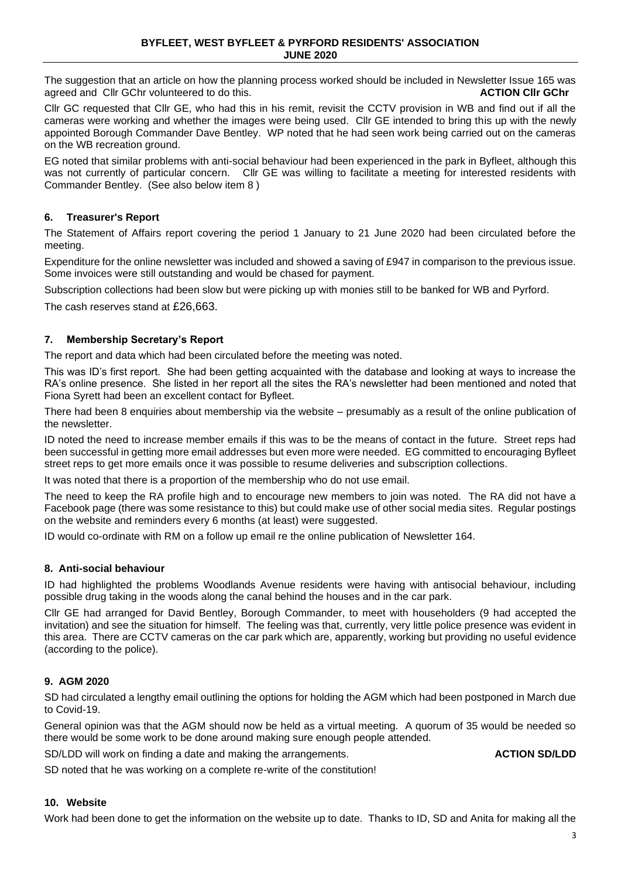The suggestion that an article on how the planning process worked should be included in Newsletter Issue 165 was agreed and Cllr GChr volunteered to do this. **ACTION Cllr GChr**

Cllr GC requested that Cllr GE, who had this in his remit, revisit the CCTV provision in WB and find out if all the cameras were working and whether the images were being used. Cllr GE intended to bring this up with the newly appointed Borough Commander Dave Bentley. WP noted that he had seen work being carried out on the cameras on the WB recreation ground.

EG noted that similar problems with anti-social behaviour had been experienced in the park in Byfleet, although this was not currently of particular concern. Cllr GE was willing to facilitate a meeting for interested residents with Commander Bentley. (See also below item 8 )

### 6. Treasurer's Report

The Statement of Affairs report covering the period 1 January to 21 June 2020 had been circulated before the meeting.

Expenditure for the online newsletter was included and showed a saving of £947 in comparison to the previous issue. Some invoices were still outstanding and would be chased for payment.

Subscription collections had been slow but were picking up with monies still to be banked for WB and Pyrford.

The cash reserves stand at £26,663.

### 7. Membership Secretary's Report

The report and data which had been circulated before the meeting was noted.

This was ID's first report. She had been getting acquainted with the database and looking at ways to increase the RA's online presence. She listed in her report all the sites the RA's newsletter had been mentioned and noted that Fiona Syrett had been an excellent contact for Byfleet.

There had been 8 enquiries about membership via the website – presumably as a result of the online publication of the newsletter.

ID noted the need to increase member emails if this was to be the means of contact in the future. Street reps had been successful in getting more email addresses but even more were needed. EG committed to encouraging Byfleet street reps to get more emails once it was possible to resume deliveries and subscription collections.

It was noted that there is a proportion of the membership who do not use email.

The need to keep the RA profile high and to encourage new members to join was noted. The RA did not have a Facebook page (there was some resistance to this) but could make use of other social media sites. Regular postings on the website and reminders every 6 months (at least) were suggested.

ID would co-ordinate with RM on a follow up email re the online publication of Newsletter 164.

### 8. Anti-social behaviour

ID had highlighted the problems Woodlands Avenue residents were having with antisocial behaviour, including possible drug taking in the woods along the canal behind the houses and in the car park.

Cllr GE had arranged for David Bentley, Borough Commander, to meet with householders (9 had accepted the invitation) and see the situation for himself. The feeling was that, currently, very little police presence was evident in this area. There are CCTV cameras on the car park which are, apparently, working but providing no useful evidence (according to the police).

### 9. AGM 2020

SD had circulated a lengthy email outlining the options for holding the AGM which had been postponed in March due to Covid-19.

General opinion was that the AGM should now be held as a virtual meeting. A quorum of 35 would be needed so there would be some work to be done around making sure enough people attended.

SD/LDD will work on finding a date and making the arrangements. **ACTION SD/LDD**

SD noted that he was working on a complete re-write of the constitution!

### 10. Website

Work had been done to get the information on the website up to date. Thanks to ID, SD and Anita for making all the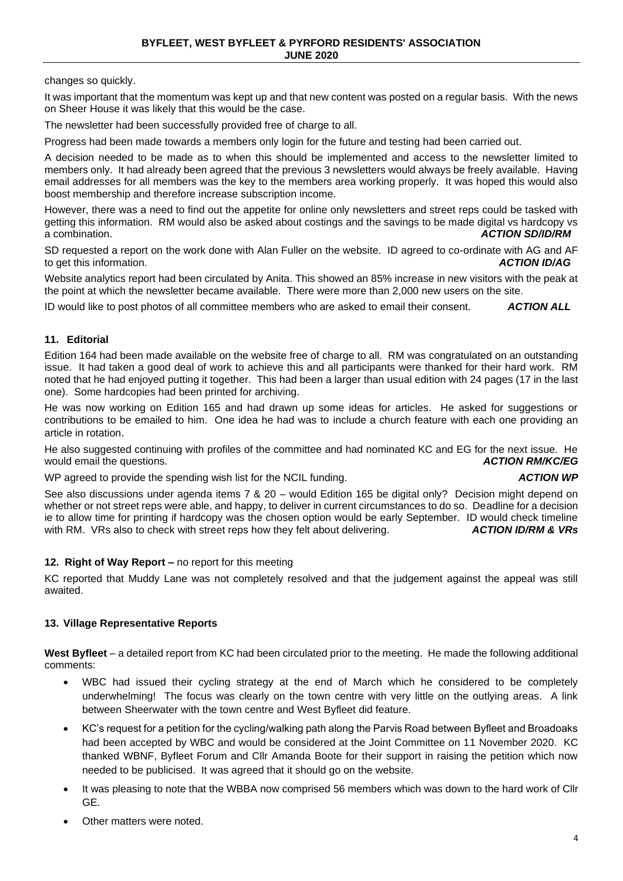changes so quickly.

It was important that the momentum was kept up and that new content was posted on a regular basis. With the news on Sheer House it was likely that this would be the case.

The newsletter had been successfully provided free of charge to all.

Progress had been made towards a members only login for the future and testing had been carried out.

A decision needed to be made as to when this should be implemented and access to the newsletter limited to members only. It had already been agreed that the previous 3 newsletters would always be freely available. Having email addresses for all members was the key to the members area working properly. It was hoped this would also boost membership and therefore increase subscription income.

However, there was a need to find out the appetite for online only newsletters and street reps could be tasked with getting this information. RM would also be asked about costings and the savings to be made digital vs hardcopy vs a combination. ***ACTION SD/ID/RM***

SD requested a report on the work done with Alan Fuller on the website. ID agreed to co-ordinate with AG and AF to get this information. ***ACTION ID/AG***

Website analytics report had been circulated by Anita. This showed an 85% increase in new visitors with the peak at the point at which the newsletter became available. There were more than 2,000 new users on the site.

ID would like to post photos of all committee members who are asked to email their consent. ***ACTION ALL***

## 11. Editorial

Edition 164 had been made available on the website free of charge to all. RM was congratulated on an outstanding issue. It had taken a good deal of work to achieve this and all participants were thanked for their hard work. RM noted that he had enjoyed putting it together. This had been a larger than usual edition with 24 pages (17 in the last one). Some hardcopies had been printed for archiving.

He was now working on Edition 165 and had drawn up some ideas for articles. He asked for suggestions or contributions to be emailed to him. One idea he had was to include a church feature with each one providing an article in rotation.

He also suggested continuing with profiles of the committee and had nominated KC and EG for the next issue. He would email the questions. ***ACTION RM/KC/EG***

WP agreed to provide the spending wish list for the NCIL funding. ***ACTION WP***

See also discussions under agenda items 7 & 20 – would Edition 165 be digital only? Decision might depend on whether or not street reps were able, and happy, to deliver in current circumstances to do so. Deadline for a decision ie to allow time for printing if hardcopy was the chosen option would be early September. ID would check timeline with RM. VRs also to check with street reps how they felt about delivering. ***ACTION ID/RM & VRs***

## 12. Right of Way Report – no report for this meeting

KC reported that Muddy Lane was not completely resolved and that the judgement against the appeal was still awaited.

## 13. Village Representative Reports

**West Byfleet** – a detailed report from KC had been circulated prior to the meeting. He made the following additional comments:

- WBC had issued their cycling strategy at the end of March which he considered to be completely underwhelming! The focus was clearly on the town centre with very little on the outlying areas. A link between Sheerwater with the town centre and West Byfleet did feature.
- KC's request for a petition for the cycling/walking path along the Parvis Road between Byfleet and Broadoaks had been accepted by WBC and would be considered at the Joint Committee on 11 November 2020. KC thanked WBNF, Byfleet Forum and Cllr Amanda Boote for their support in raising the petition which now needed to be publicised. It was agreed that it should go on the website.
- It was pleasing to note that the WBBA now comprised 56 members which was down to the hard work of Cllr GE.
- Other matters were noted.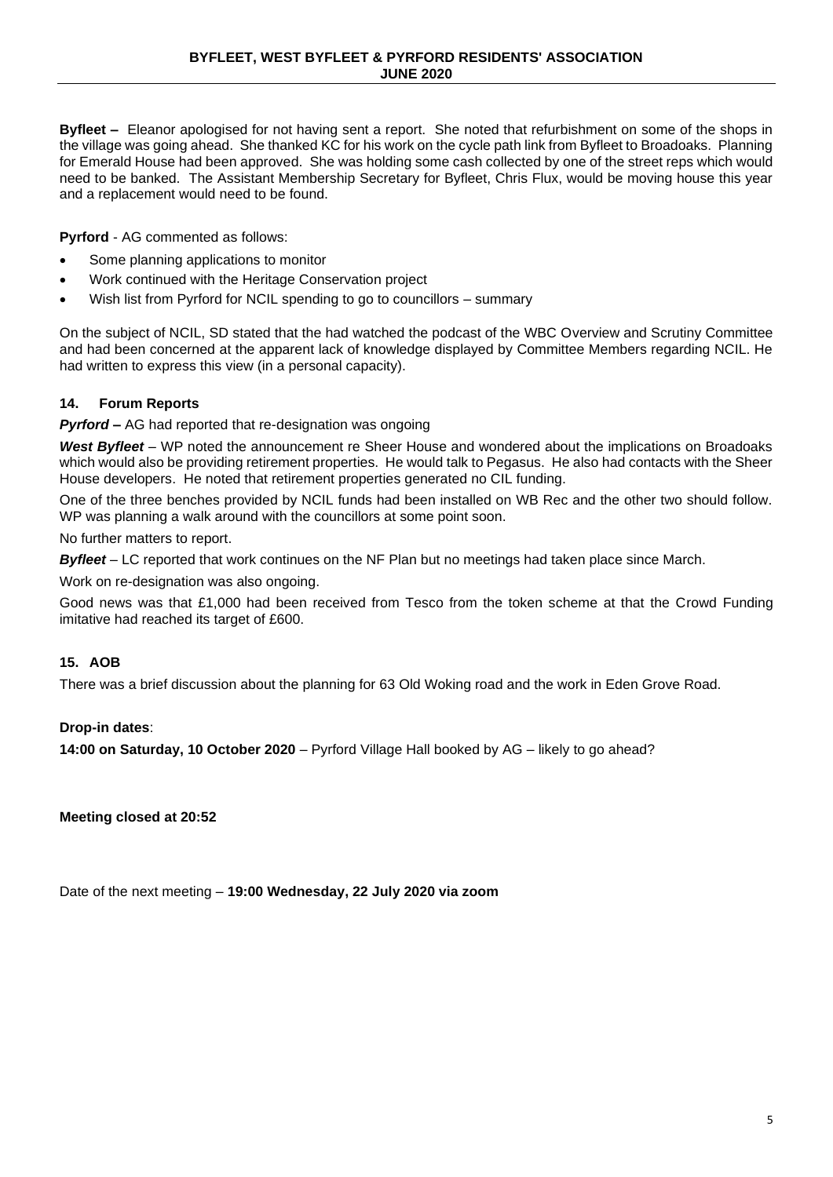**Byfleet –** Eleanor apologised for not having sent a report. She noted that refurbishment on some of the shops in the village was going ahead. She thanked KC for his work on the cycle path link from Byfleet to Broadoaks. Planning for Emerald House had been approved. She was holding some cash collected by one of the street reps which would need to be banked. The Assistant Membership Secretary for Byfleet, Chris Flux, would be moving house this year and a replacement would need to be found.

**Pyrford** - AG commented as follows:

- Some planning applications to monitor
- Work continued with the Heritage Conservation project
- Wish list from Pyrford for NCIL spending to go to councillors – summary

On the subject of NCIL, SD stated that the had watched the podcast of the WBC Overview and Scrutiny Committee and had been concerned at the apparent lack of knowledge displayed by Committee Members regarding NCIL. He had written to express this view (in a personal capacity).

### 14. Forum Reports

***Pyrford* –** AG had reported that re-designation was ongoing

***West Byfleet*** – WP noted the announcement re Sheer House and wondered about the implications on Broadoaks which would also be providing retirement properties. He would talk to Pegasus. He also had contacts with the Sheer House developers. He noted that retirement properties generated no CIL funding.

One of the three benches provided by NCIL funds had been installed on WB Rec and the other two should follow. WP was planning a walk around with the councillors at some point soon.

No further matters to report.

***Byfleet*** – LC reported that work continues on the NF Plan but no meetings had taken place since March.

Work on re-designation was also ongoing.

Good news was that £1,000 had been received from Tesco from the token scheme at that the Crowd Funding imitative had reached its target of £600.

### 15. AOB

There was a brief discussion about the planning for 63 Old Woking road and the work in Eden Grove Road.

**Drop-in dates**:

**14:00 on Saturday, 10 October 2020** – Pyrford Village Hall booked by AG – likely to go ahead?

**Meeting closed at 20:52**

Date of the next meeting – **19:00 Wednesday, 22 July 2020 via zoom**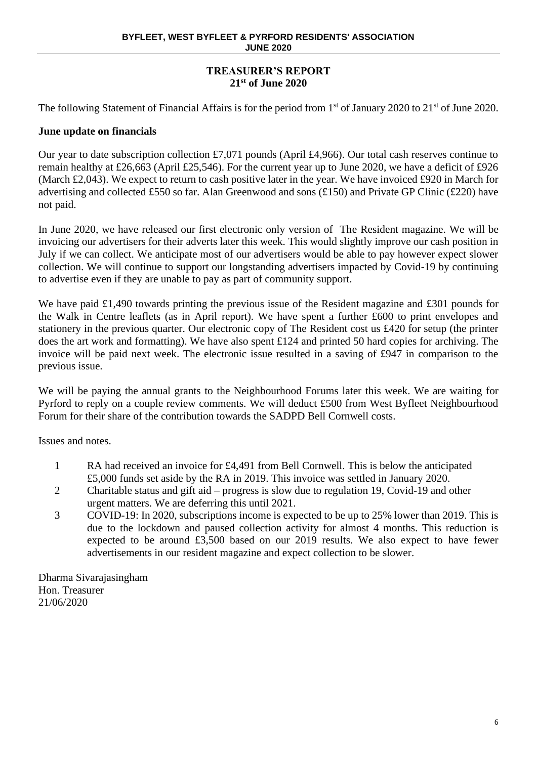# TREASURER'S REPORT
## 21st of June 2020

The following Statement of Financial Affairs is for the period from 1st of January 2020 to 21st of June 2020.

### June update on financials

Our year to date subscription collection £7,071 pounds (April £4,966). Our total cash reserves continue to remain healthy at £26,663 (April £25,546). For the current year up to June 2020, we have a deficit of £926 (March £2,043). We expect to return to cash positive later in the year. We have invoiced £920 in March for advertising and collected £550 so far. Alan Greenwood and sons (£150) and Private GP Clinic (£220) have not paid.

In June 2020, we have released our first electronic only version of The Resident magazine. We will be invoicing our advertisers for their adverts later this week. This would slightly improve our cash position in July if we can collect. We anticipate most of our advertisers would be able to pay however expect slower collection. We will continue to support our longstanding advertisers impacted by Covid-19 by continuing to advertise even if they are unable to pay as part of community support.

We have paid £1,490 towards printing the previous issue of the Resident magazine and £301 pounds for the Walk in Centre leaflets (as in April report). We have spent a further £600 to print envelopes and stationery in the previous quarter. Our electronic copy of The Resident cost us £420 for setup (the printer does the art work and formatting). We have also spent £124 and printed 50 hard copies for archiving. The invoice will be paid next week. The electronic issue resulted in a saving of £947 in comparison to the previous issue.

We will be paying the annual grants to the Neighbourhood Forums later this week. We are waiting for Pyrford to reply on a couple review comments. We will deduct £500 from West Byfleet Neighbourhood Forum for their share of the contribution towards the SADPD Bell Cornwell costs.

Issues and notes.

1. RA had received an invoice for £4,491 from Bell Cornwell. This is below the anticipated £5,000 funds set aside by the RA in 2019. This invoice was settled in January 2020.
2. Charitable status and gift aid – progress is slow due to regulation 19, Covid-19 and other urgent matters. We are deferring this until 2021.
3. COVID-19: In 2020, subscriptions income is expected to be up to 25% lower than 2019. This is due to the lockdown and paused collection activity for almost 4 months. This reduction is expected to be around £3,500 based on our 2019 results. We also expect to have fewer advertisements in our resident magazine and expect collection to be slower.

Dharma Sivarajasingham
Hon. Treasurer
21/06/2020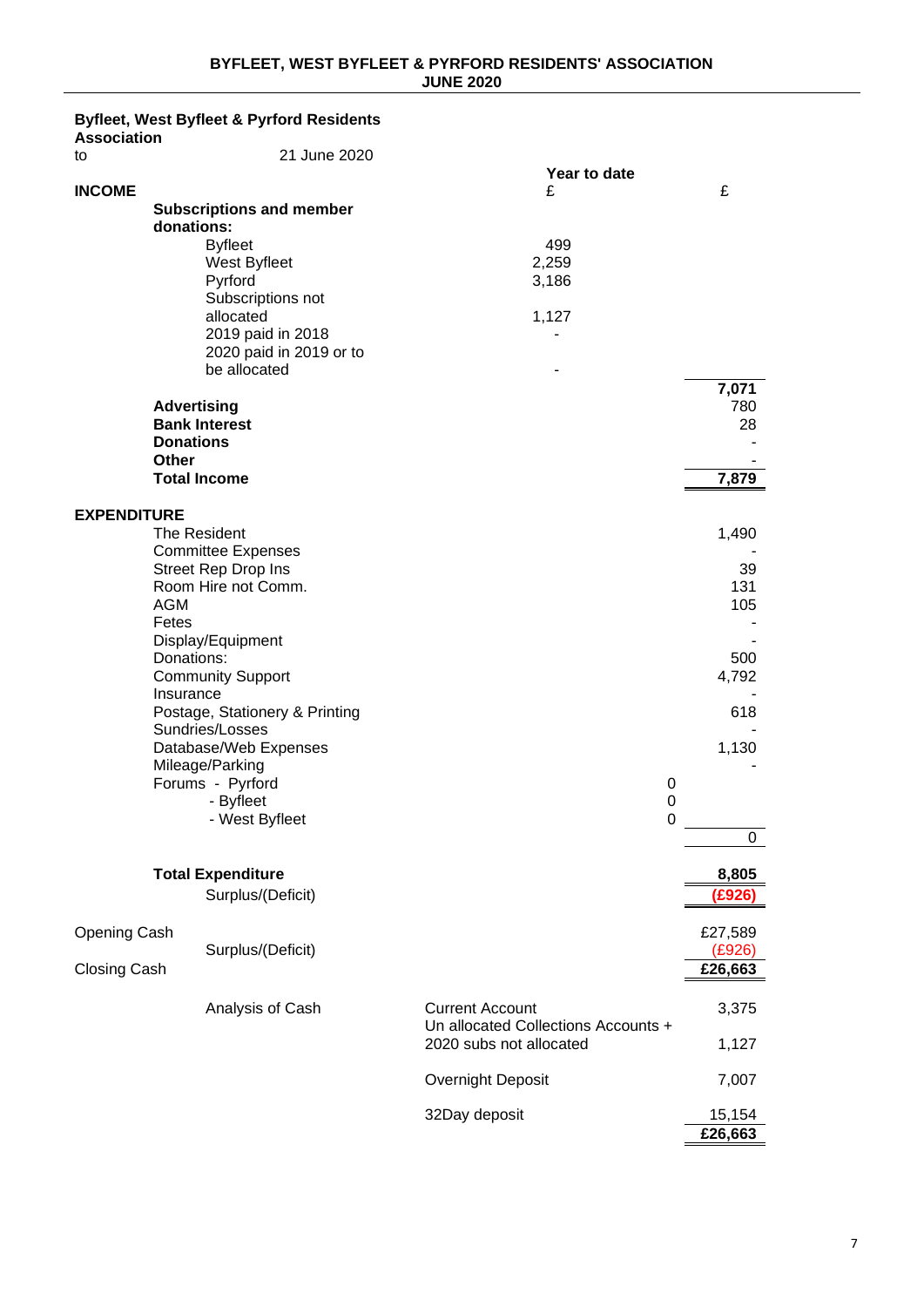## BYFLEET, WEST BYFLEET & PYRFORD RESIDENTS' ASSOCIATION
### JUNE 2020

**Byfleet, West Byfleet & Pyrford Residents Association**

to 21 June 2020

| | | Year to date £ | £ |
|---|---|---|---|
| **INCOME** | | | |
| **Subscriptions and member donations:** | | | |
| | Byfleet | 499 | |
| | West Byfleet | 2,259 | |
| | Pyrford | 3,186 | |
| | Subscriptions not allocated | 1,127 | |
| | 2019 paid in 2018 | - | |
| | 2020 paid in 2019 or to be allocated | - | |
| | | | 7,071 |
| **Advertising** | | | 780 |
| **Bank Interest** | | | 28 |
| **Donations** | | | - |
| **Other** | | | - |
| **Total Income** | | | **7,879** |
| **EXPENDITURE** | | | |
| The Resident | | | 1,490 |
| Committee Expenses | | | - |
| Street Rep Drop Ins | | | 39 |
| Room Hire not Comm. | | | 131 |
| AGM | | | 105 |
| Fetes | | | - |
| Display/Equipment | | | - |
| Donations: | | | 500 |
| Community Support | | | 4,792 |
| Insurance | | | - |
| Postage, Stationery & Printing | | | 618 |
| Sundries/Losses | | | - |
| Database/Web Expenses | | | 1,130 |
| Mileage/Parking | | | - |
| Forums - Pyrford | | 0 | |
| - Byfleet | | 0 | |
| - West Byfleet | | 0 | |
| | | | 0 |
| **Total Expenditure** | | | **8,805** |
| | Surplus/(Deficit) | | **(£926)** |
| Opening Cash | | | £27,589 |
| | Surplus/(Deficit) | | (£926) |
| Closing Cash | | | **£26,663** |

| | | |
|---|---|---|
| Analysis of Cash | Current Account | 3,375 |
| | Un allocated Collections Accounts + 2020 subs not allocated | 1,127 |
| | Overnight Deposit | 7,007 |
| | 32Day deposit | 15,154 |
| | | **£26,663** |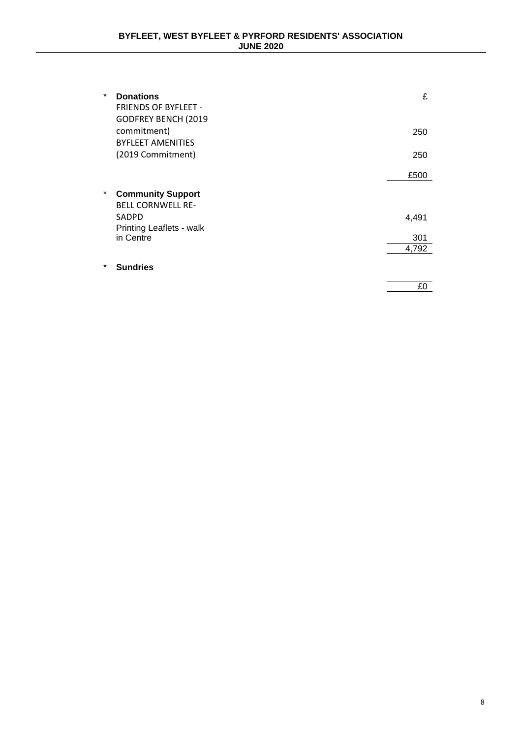| * | **Donations** | £ |
|---|---|---|
| | FRIENDS OF BYFLEET - GODFREY BENCH (2019 commitment) | 250 |
| | BYFLEET AMENITIES (2019 Commitment) | 250 |
| | | £500 |
| * | **Community Support** | |
| | BELL CORNWELL RE-SADPD | 4,491 |
| | Printing Leaflets - walk in Centre | 301 |
| | | 4,792 |
| * | **Sundries** | |
| | | £0 |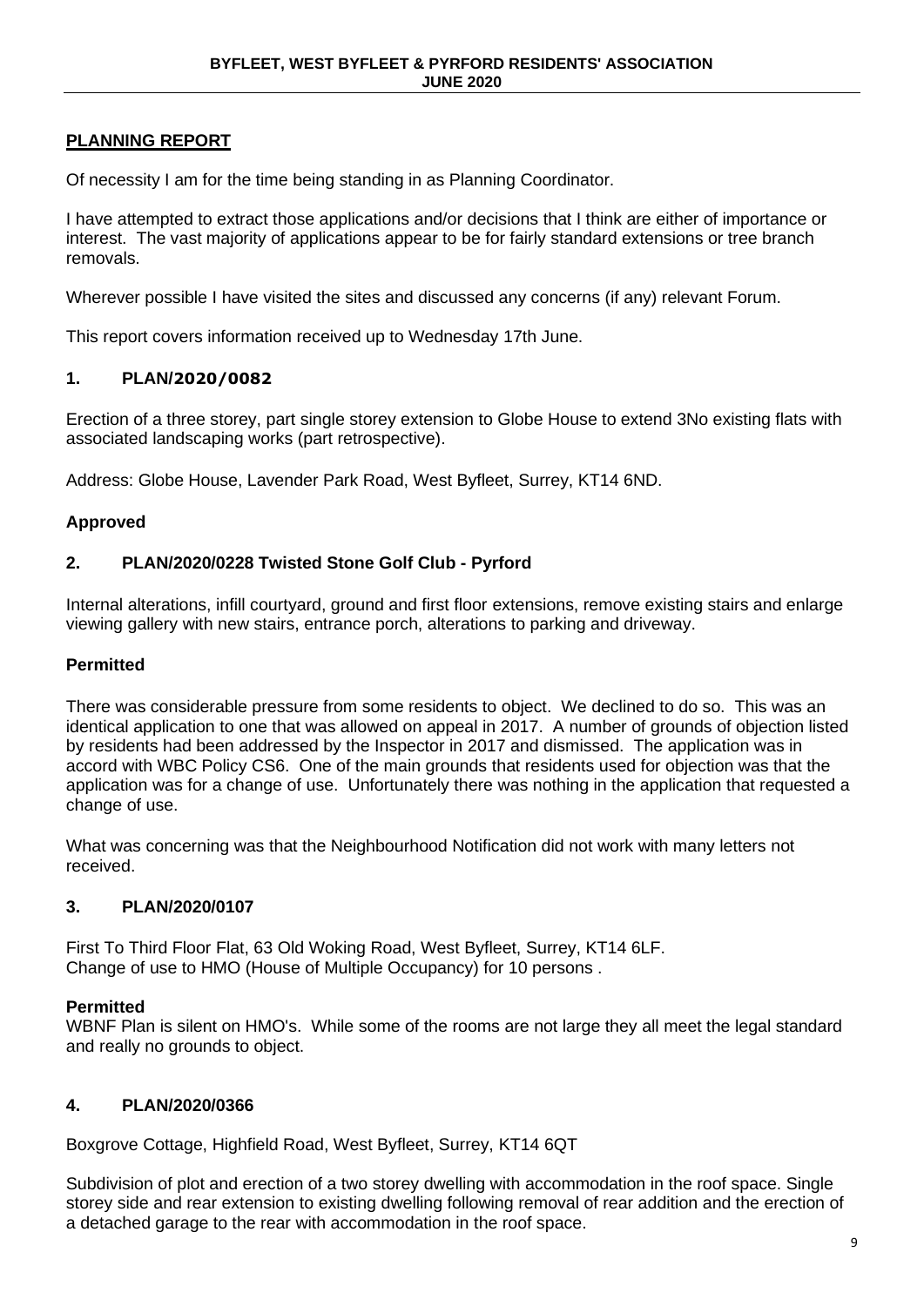## PLANNING REPORT

Of necessity I am for the time being standing in as Planning Coordinator.

I have attempted to extract those applications and/or decisions that I think are either of importance or interest. The vast majority of applications appear to be for fairly standard extensions or tree branch removals.

Wherever possible I have visited the sites and discussed any concerns (if any) relevant Forum.

This report covers information received up to Wednesday 17th June.

### 1. PLAN/2020/0082

Erection of a three storey, part single storey extension to Globe House to extend 3No existing flats with associated landscaping works (part retrospective).

Address: Globe House, Lavender Park Road, West Byfleet, Surrey, KT14 6ND.

**Approved**

### 2. PLAN/2020/0228 Twisted Stone Golf Club - Pyrford

Internal alterations, infill courtyard, ground and first floor extensions, remove existing stairs and enlarge viewing gallery with new stairs, entrance porch, alterations to parking and driveway.

**Permitted**

There was considerable pressure from some residents to object. We declined to do so. This was an identical application to one that was allowed on appeal in 2017. A number of grounds of objection listed by residents had been addressed by the Inspector in 2017 and dismissed. The application was in accord with WBC Policy CS6. One of the main grounds that residents used for objection was that the application was for a change of use. Unfortunately there was nothing in the application that requested a change of use.

What was concerning was that the Neighbourhood Notification did not work with many letters not received.

### 3. PLAN/2020/0107

First To Third Floor Flat, 63 Old Woking Road, West Byfleet, Surrey, KT14 6LF.
Change of use to HMO (House of Multiple Occupancy) for 10 persons .

**Permitted**
WBNF Plan is silent on HMO's. While some of the rooms are not large they all meet the legal standard and really no grounds to object.

### 4. PLAN/2020/0366

Boxgrove Cottage, Highfield Road, West Byfleet, Surrey, KT14 6QT

Subdivision of plot and erection of a two storey dwelling with accommodation in the roof space. Single storey side and rear extension to existing dwelling following removal of rear addition and the erection of a detached garage to the rear with accommodation in the roof space.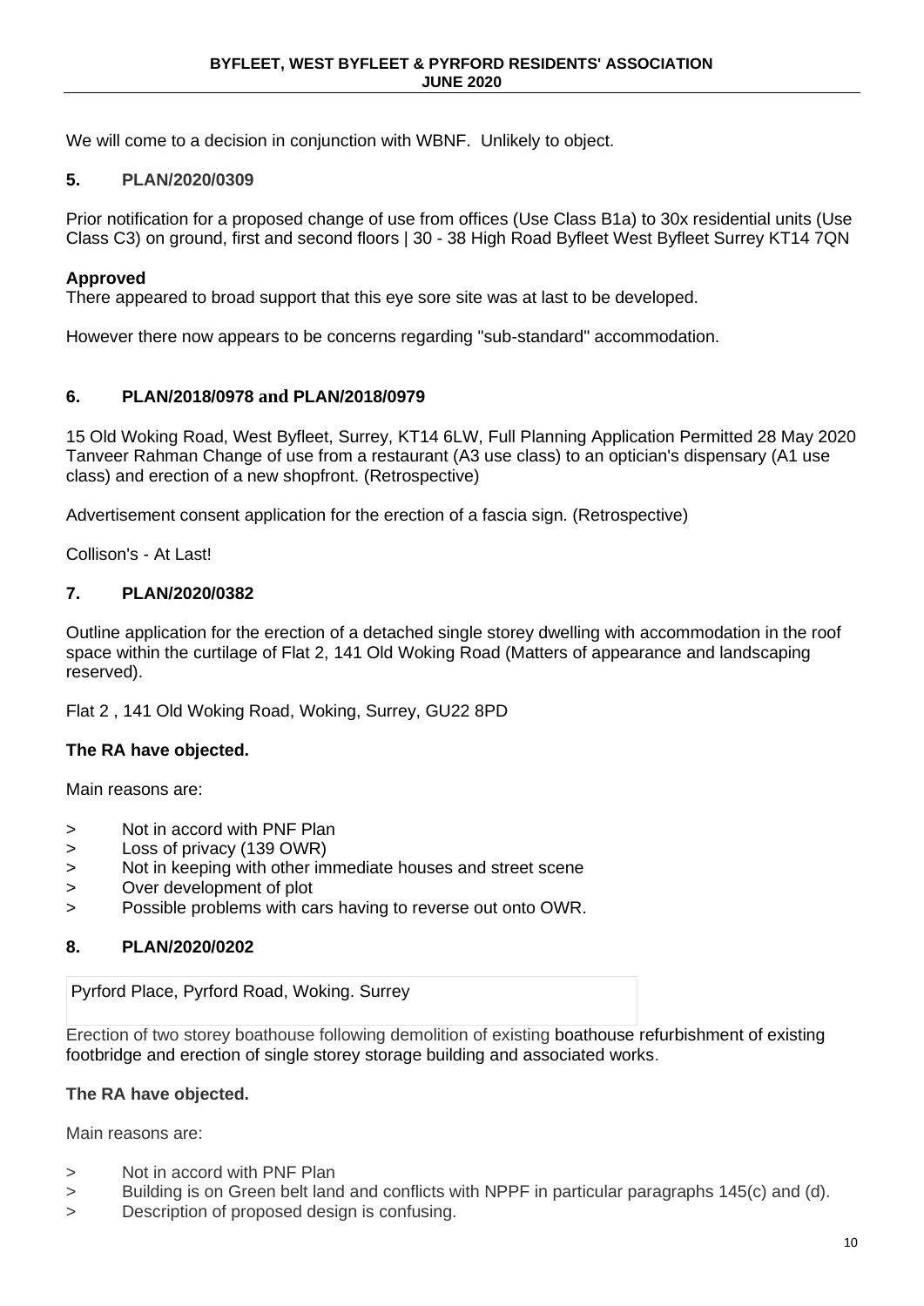We will come to a decision in conjunction with WBNF. Unlikely to object.

## 5. PLAN/2020/0309

Prior notification for a proposed change of use from offices (Use Class B1a) to 30x residential units (Use Class C3) on ground, first and second floors | 30 - 38 High Road Byfleet West Byfleet Surrey KT14 7QN

**Approved**
There appeared to broad support that this eye sore site was at last to be developed.

However there now appears to be concerns regarding "sub-standard" accommodation.

## 6. PLAN/2018/0978 and PLAN/2018/0979

15 Old Woking Road, West Byfleet, Surrey, KT14 6LW, Full Planning Application Permitted 28 May 2020 Tanveer Rahman Change of use from a restaurant (A3 use class) to an optician's dispensary (A1 use class) and erection of a new shopfront. (Retrospective)

Advertisement consent application for the erection of a fascia sign. (Retrospective)

Collison's - At Last!

## 7. PLAN/2020/0382

Outline application for the erection of a detached single storey dwelling with accommodation in the roof space within the curtilage of Flat 2, 141 Old Woking Road (Matters of appearance and landscaping reserved).

Flat 2 , 141 Old Woking Road, Woking, Surrey, GU22 8PD

**The RA have objected.**

Main reasons are:

> Not in accord with PNF Plan
> Loss of privacy (139 OWR)
> Not in keeping with other immediate houses and street scene
> Over development of plot
> Possible problems with cars having to reverse out onto OWR.

## 8. PLAN/2020/0202

Pyrford Place, Pyrford Road, Woking. Surrey

Erection of two storey boathouse following demolition of existing boathouse refurbishment of existing footbridge and erection of single storey storage building and associated works.

**The RA have objected.**

Main reasons are:

> Not in accord with PNF Plan
> Building is on Green belt land and conflicts with NPPF in particular paragraphs 145(c) and (d).
> Description of proposed design is confusing.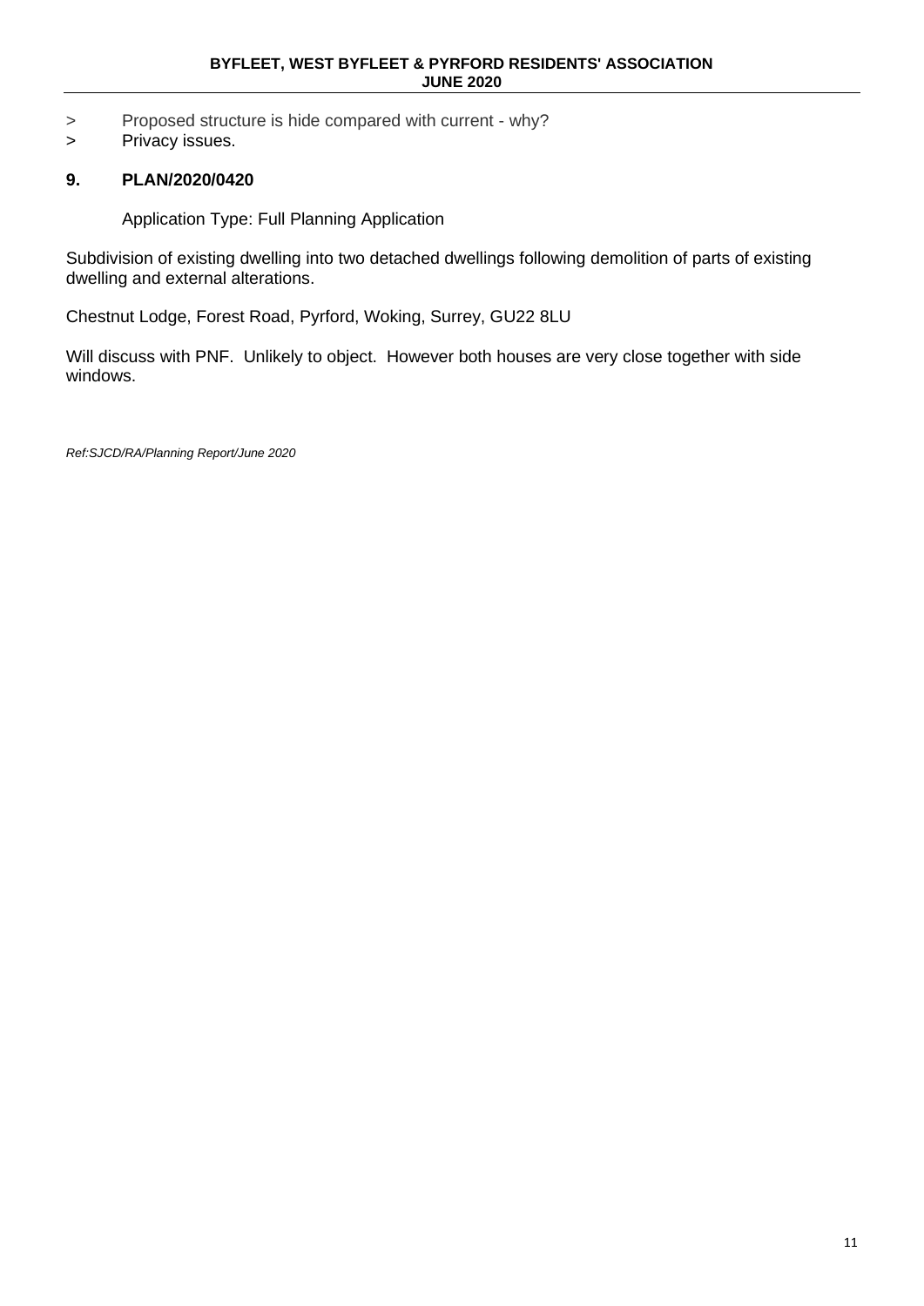- > Proposed structure is hide compared with current - why?
- > Privacy issues.

## 9. PLAN/2020/0420

Application Type: Full Planning Application

Subdivision of existing dwelling into two detached dwellings following demolition of parts of existing dwelling and external alterations.

Chestnut Lodge, Forest Road, Pyrford, Woking, Surrey, GU22 8LU

Will discuss with PNF. Unlikely to object. However both houses are very close together with side windows.

*Ref:SJCD/RA/Planning Report/June 2020*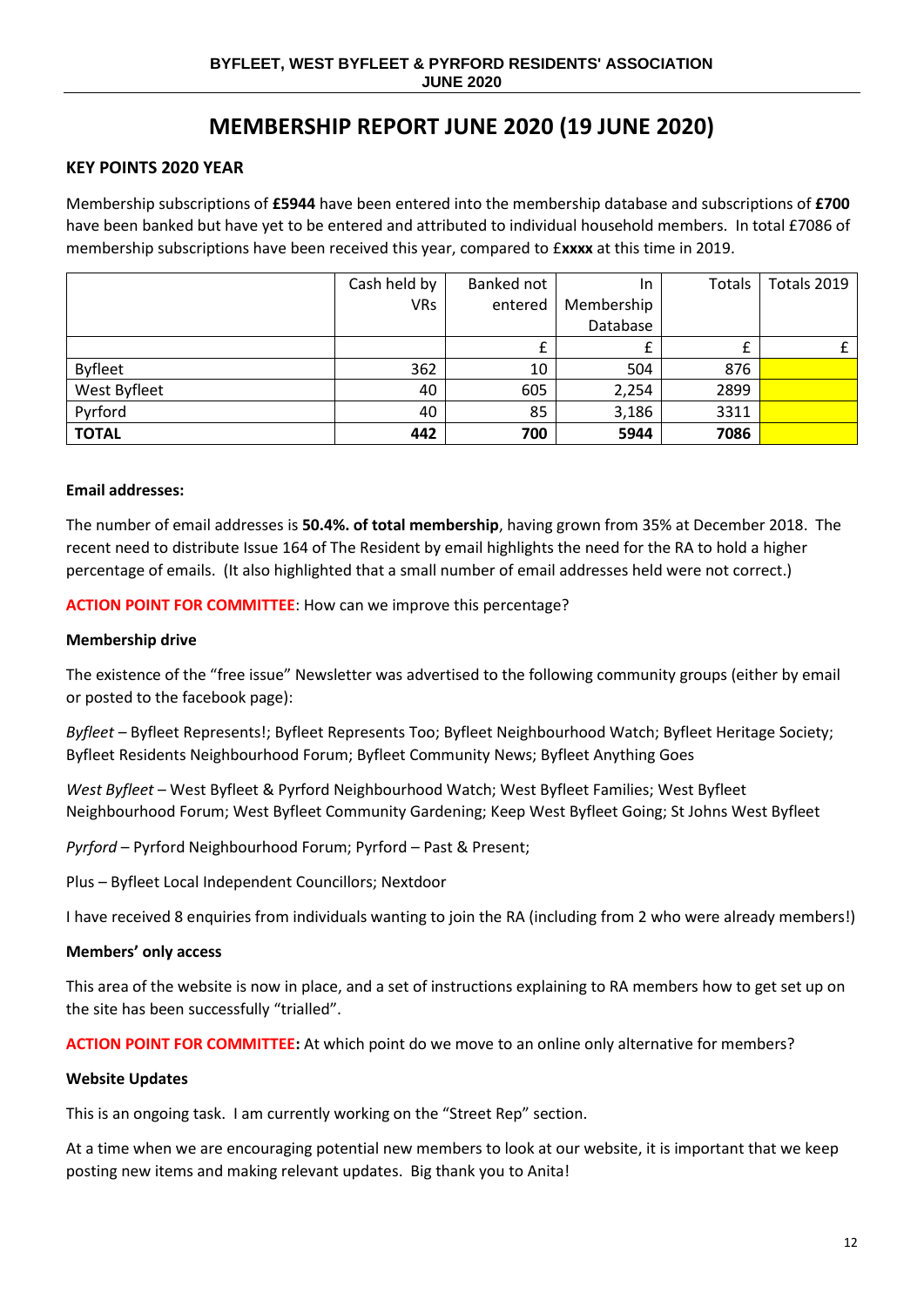# MEMBERSHIP REPORT JUNE 2020 (19 JUNE 2020)

### KEY POINTS 2020 YEAR

Membership subscriptions of **£5944** have been entered into the membership database and subscriptions of **£700** have been banked but have yet to be entered and attributed to individual household members. In total £7086 of membership subscriptions have been received this year, compared to £**xxxx** at this time in 2019.

| | Cash held by VRs | Banked not entered | In Membership Database | Totals | Totals 2019 |
|---|---|---|---|---|---|
| | | £ | £ | £ | £ |
| Byfleet | 362 | 10 | 504 | 876 | |
| West Byfleet | 40 | 605 | 2,254 | 2899 | |
| Pyrford | 40 | 85 | 3,186 | 3311 | |
| **TOTAL** | **442** | **700** | **5944** | **7086** | |

**Email addresses:**

The number of email addresses is **50.4%. of total membership**, having grown from 35% at December 2018. The recent need to distribute Issue 164 of The Resident by email highlights the need for the RA to hold a higher percentage of emails. (It also highlighted that a small number of email addresses held were not correct.)

**ACTION POINT FOR COMMITTEE**: How can we improve this percentage?

**Membership drive**

The existence of the "free issue" Newsletter was advertised to the following community groups (either by email or posted to the facebook page):

*Byfleet* – Byfleet Represents!; Byfleet Represents Too; Byfleet Neighbourhood Watch; Byfleet Heritage Society; Byfleet Residents Neighbourhood Forum; Byfleet Community News; Byfleet Anything Goes

*West Byfleet* – West Byfleet & Pyrford Neighbourhood Watch; West Byfleet Families; West Byfleet Neighbourhood Forum; West Byfleet Community Gardening; Keep West Byfleet Going; St Johns West Byfleet

*Pyrford* – Pyrford Neighbourhood Forum; Pyrford – Past & Present;

Plus – Byfleet Local Independent Councillors; Nextdoor

I have received 8 enquiries from individuals wanting to join the RA (including from 2 who were already members!)

**Members' only access**

This area of the website is now in place, and a set of instructions explaining to RA members how to get set up on the site has been successfully "trialled".

**ACTION POINT FOR COMMITTEE:** At which point do we move to an online only alternative for members?

**Website Updates**

This is an ongoing task. I am currently working on the "Street Rep" section.

At a time when we are encouraging potential new members to look at our website, it is important that we keep posting new items and making relevant updates. Big thank you to Anita!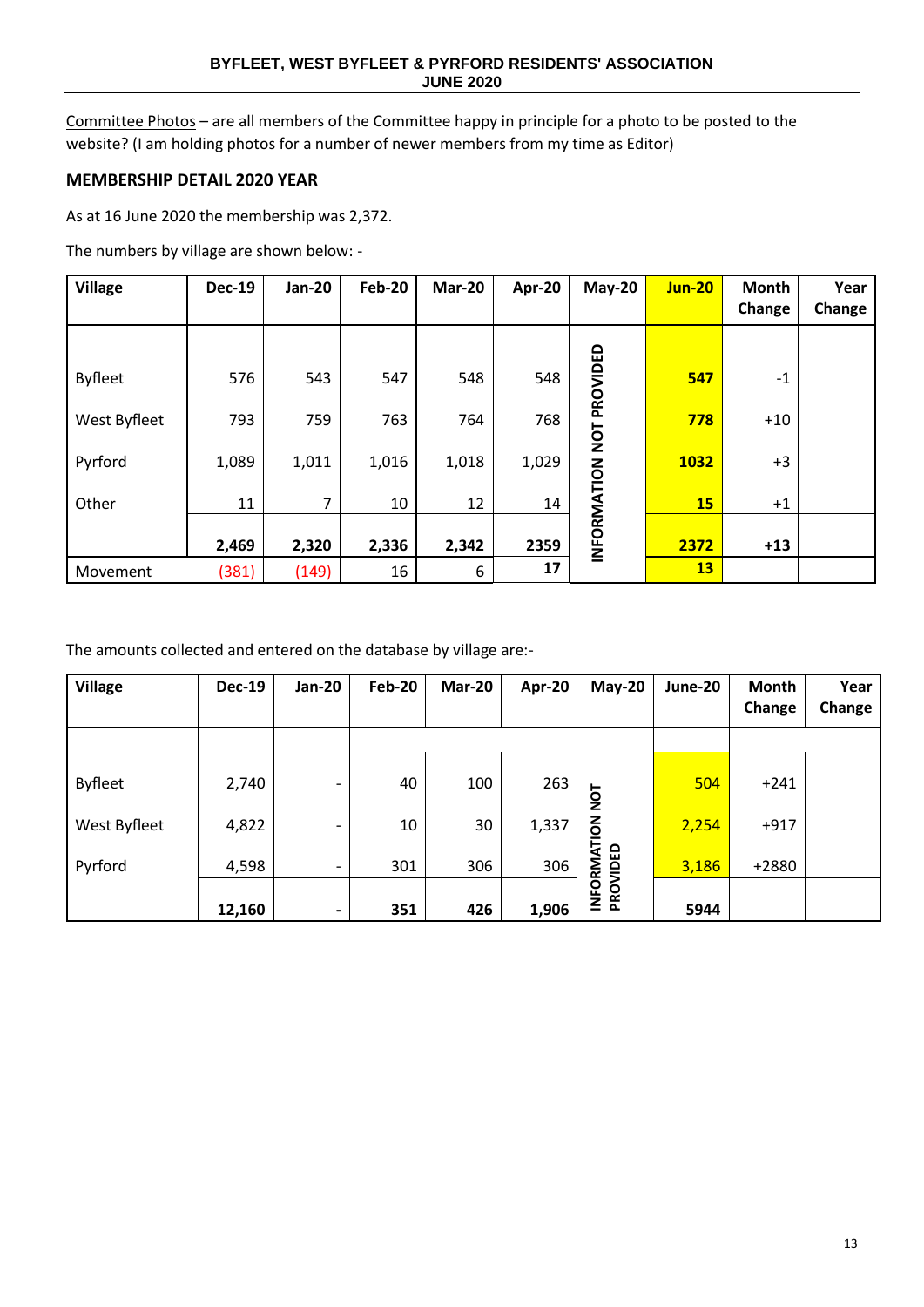Committee Photos – are all members of the Committee happy in principle for a photo to be posted to the website? (I am holding photos for a number of newer members from my time as Editor)

## MEMBERSHIP DETAIL 2020 YEAR

As at 16 June 2020 the membership was 2,372.

The numbers by village are shown below: -

| Village | Dec-19 | Jan-20 | Feb-20 | Mar-20 | Apr-20 | May-20 | Jun-20 | Month Change | Year Change |
|---|---|---|---|---|---|---|---|---|---|
| Byfleet | 576 | 543 | 547 | 548 | 548 | INFORMATION NOT PROVIDED | **547** | -1 | |
| West Byfleet | 793 | 759 | 763 | 764 | 768 | | **778** | +10 | |
| Pyrford | 1,089 | 1,011 | 1,016 | 1,018 | 1,029 | | **1032** | +3 | |
| Other | 11 | 7 | 10 | 12 | 14 | | **15** | +1 | |
| | **2,469** | **2,320** | **2,336** | **2,342** | **2359** | | **2372** | **+13** | |
| Movement | (381) | (149) | 16 | 6 | **17** | | **13** | | |

The amounts collected and entered on the database by village are:-

| Village | Dec-19 | Jan-20 | Feb-20 | Mar-20 | Apr-20 | May-20 | June-20 | Month Change | Year Change |
|---|---|---|---|---|---|---|---|---|---|
| Byfleet | 2,740 | - | 40 | 100 | 263 | INFORMATION NOT PROVIDED | 504 | +241 | |
| West Byfleet | 4,822 | - | 10 | 30 | 1,337 | | 2,254 | +917 | |
| Pyrford | 4,598 | - | 301 | 306 | 306 | | 3,186 | +2880 | |
| | **12,160** | **-** | **351** | **426** | **1,906** | | **5944** | | |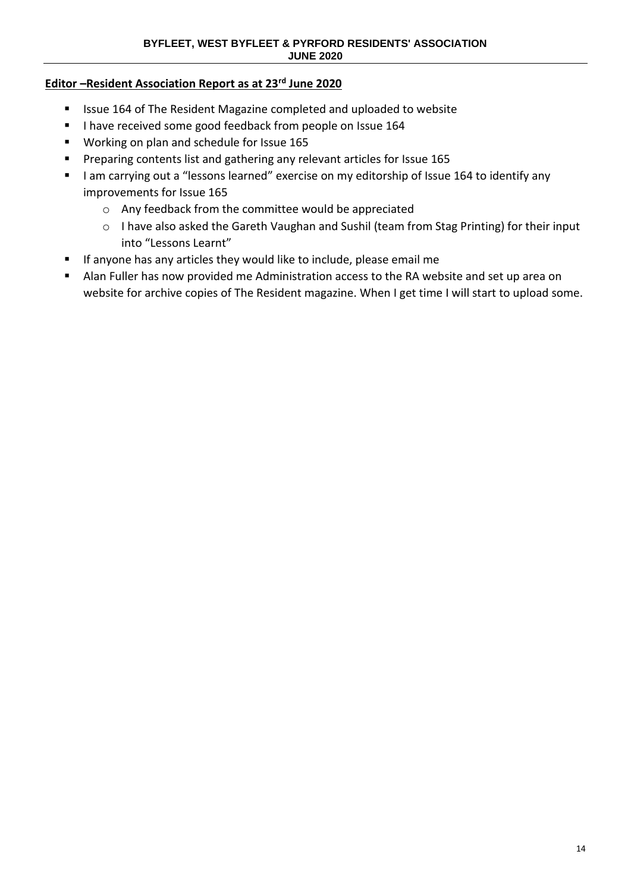## Editor –Resident Association Report as at 23rd June 2020

- Issue 164 of The Resident Magazine completed and uploaded to website
- I have received some good feedback from people on Issue 164
- Working on plan and schedule for Issue 165
- Preparing contents list and gathering any relevant articles for Issue 165
- I am carrying out a "lessons learned" exercise on my editorship of Issue 164 to identify any improvements for Issue 165
  - Any feedback from the committee would be appreciated
  - I have also asked the Gareth Vaughan and Sushil (team from Stag Printing) for their input into "Lessons Learnt"
- If anyone has any articles they would like to include, please email me
- Alan Fuller has now provided me Administration access to the RA website and set up area on website for archive copies of The Resident magazine. When I get time I will start to upload some.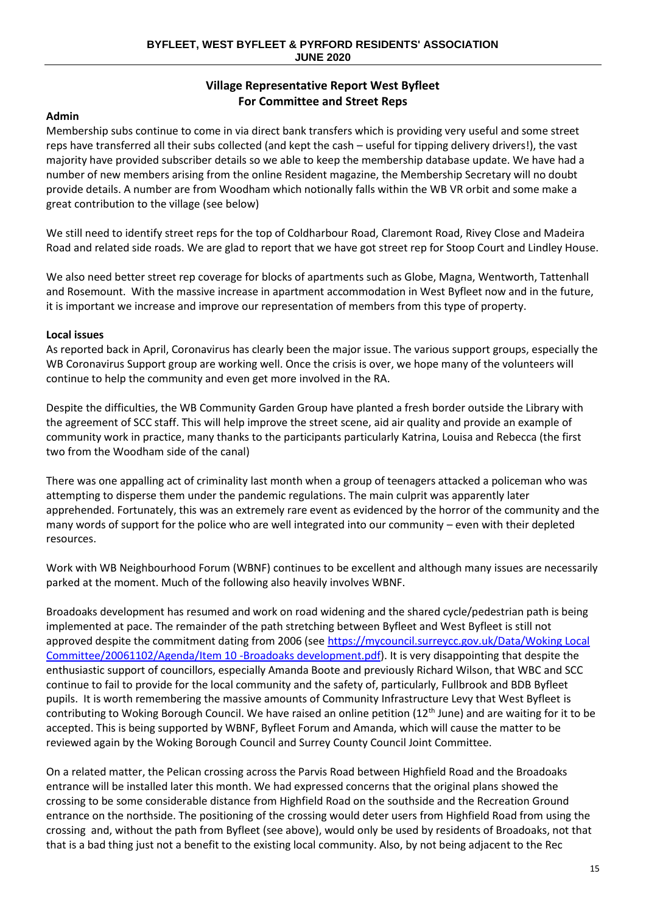## Village Representative Report West Byfleet
## For Committee and Street Reps

**Admin**

Membership subs continue to come in via direct bank transfers which is providing very useful and some street reps have transferred all their subs collected (and kept the cash – useful for tipping delivery drivers!), the vast majority have provided subscriber details so we able to keep the membership database update. We have had a number of new members arising from the online Resident magazine, the Membership Secretary will no doubt provide details. A number are from Woodham which notionally falls within the WB VR orbit and some make a great contribution to the village (see below)

We still need to identify street reps for the top of Coldharbour Road, Claremont Road, Rivey Close and Madeira Road and related side roads. We are glad to report that we have got street rep for Stoop Court and Lindley House.

We also need better street rep coverage for blocks of apartments such as Globe, Magna, Wentworth, Tattenhall and Rosemount. With the massive increase in apartment accommodation in West Byfleet now and in the future, it is important we increase and improve our representation of members from this type of property.

**Local issues**

As reported back in April, Coronavirus has clearly been the major issue. The various support groups, especially the WB Coronavirus Support group are working well. Once the crisis is over, we hope many of the volunteers will continue to help the community and even get more involved in the RA.

Despite the difficulties, the WB Community Garden Group have planted a fresh border outside the Library with the agreement of SCC staff. This will help improve the street scene, aid air quality and provide an example of community work in practice, many thanks to the participants particularly Katrina, Louisa and Rebecca (the first two from the Woodham side of the canal)

There was one appalling act of criminality last month when a group of teenagers attacked a policeman who was attempting to disperse them under the pandemic regulations. The main culprit was apparently later apprehended. Fortunately, this was an extremely rare event as evidenced by the horror of the community and the many words of support for the police who are well integrated into our community – even with their depleted resources.

Work with WB Neighbourhood Forum (WBNF) continues to be excellent and although many issues are necessarily parked at the moment. Much of the following also heavily involves WBNF.

Broadoaks development has resumed and work on road widening and the shared cycle/pedestrian path is being implemented at pace. The remainder of the path stretching between Byfleet and West Byfleet is still not approved despite the commitment dating from 2006 (see [https://mycouncil.surreycc.gov.uk/Data/Woking Local Committee/20061102/Agenda/Item 10 -Broadoaks development.pdf](https://mycouncil.surreycc.gov.uk/Data/Woking Local Committee/20061102/Agenda/Item 10 -Broadoaks development.pdf)). It is very disappointing that despite the enthusiastic support of councillors, especially Amanda Boote and previously Richard Wilson, that WBC and SCC continue to fail to provide for the local community and the safety of, particularly, Fullbrook and BDB Byfleet pupils. It is worth remembering the massive amounts of Community Infrastructure Levy that West Byfleet is contributing to Woking Borough Council. We have raised an online petition (12th June) and are waiting for it to be accepted. This is being supported by WBNF, Byfleet Forum and Amanda, which will cause the matter to be reviewed again by the Woking Borough Council and Surrey County Council Joint Committee.

On a related matter, the Pelican crossing across the Parvis Road between Highfield Road and the Broadoaks entrance will be installed later this month. We had expressed concerns that the original plans showed the crossing to be some considerable distance from Highfield Road on the southside and the Recreation Ground entrance on the northside. The positioning of the crossing would deter users from Highfield Road from using the crossing and, without the path from Byfleet (see above), would only be used by residents of Broadoaks, not that that is a bad thing just not a benefit to the existing local community. Also, by not being adjacent to the Rec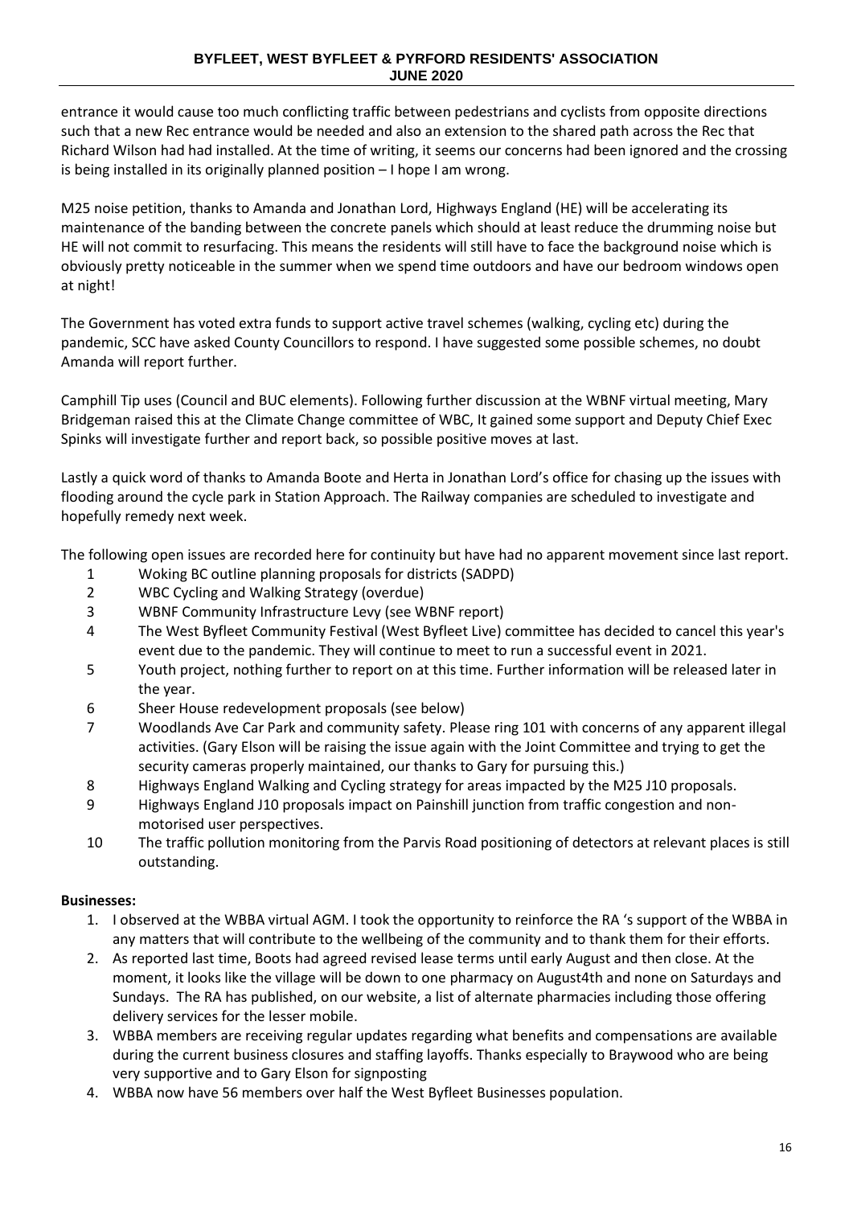entrance it would cause too much conflicting traffic between pedestrians and cyclists from opposite directions such that a new Rec entrance would be needed and also an extension to the shared path across the Rec that Richard Wilson had had installed. At the time of writing, it seems our concerns had been ignored and the crossing is being installed in its originally planned position – I hope I am wrong.

M25 noise petition, thanks to Amanda and Jonathan Lord, Highways England (HE) will be accelerating its maintenance of the banding between the concrete panels which should at least reduce the drumming noise but HE will not commit to resurfacing. This means the residents will still have to face the background noise which is obviously pretty noticeable in the summer when we spend time outdoors and have our bedroom windows open at night!

The Government has voted extra funds to support active travel schemes (walking, cycling etc) during the pandemic, SCC have asked County Councillors to respond. I have suggested some possible schemes, no doubt Amanda will report further.

Camphill Tip uses (Council and BUC elements). Following further discussion at the WBNF virtual meeting, Mary Bridgeman raised this at the Climate Change committee of WBC, It gained some support and Deputy Chief Exec Spinks will investigate further and report back, so possible positive moves at last.

Lastly a quick word of thanks to Amanda Boote and Herta in Jonathan Lord's office for chasing up the issues with flooding around the cycle park in Station Approach. The Railway companies are scheduled to investigate and hopefully remedy next week.

The following open issues are recorded here for continuity but have had no apparent movement since last report.

1. Woking BC outline planning proposals for districts (SADPD)
2. WBC Cycling and Walking Strategy (overdue)
3. WBNF Community Infrastructure Levy (see WBNF report)
4. The West Byfleet Community Festival (West Byfleet Live) committee has decided to cancel this year's event due to the pandemic. They will continue to meet to run a successful event in 2021.
5. Youth project, nothing further to report on at this time. Further information will be released later in the year.
6. Sheer House redevelopment proposals (see below)
7. Woodlands Ave Car Park and community safety. Please ring 101 with concerns of any apparent illegal activities. (Gary Elson will be raising the issue again with the Joint Committee and trying to get the security cameras properly maintained, our thanks to Gary for pursuing this.)
8. Highways England Walking and Cycling strategy for areas impacted by the M25 J10 proposals.
9. Highways England J10 proposals impact on Painshill junction from traffic congestion and non-motorised user perspectives.
10. The traffic pollution monitoring from the Parvis Road positioning of detectors at relevant places is still outstanding.

**Businesses:**

1. I observed at the WBBA virtual AGM. I took the opportunity to reinforce the RA 's support of the WBBA in any matters that will contribute to the wellbeing of the community and to thank them for their efforts.
2. As reported last time, Boots had agreed revised lease terms until early August and then close. At the moment, it looks like the village will be down to one pharmacy on August4th and none on Saturdays and Sundays. The RA has published, on our website, a list of alternate pharmacies including those offering delivery services for the lesser mobile.
3. WBBA members are receiving regular updates regarding what benefits and compensations are available during the current business closures and staffing layoffs. Thanks especially to Braywood who are being very supportive and to Gary Elson for signposting
4. WBBA now have 56 members over half the West Byfleet Businesses population.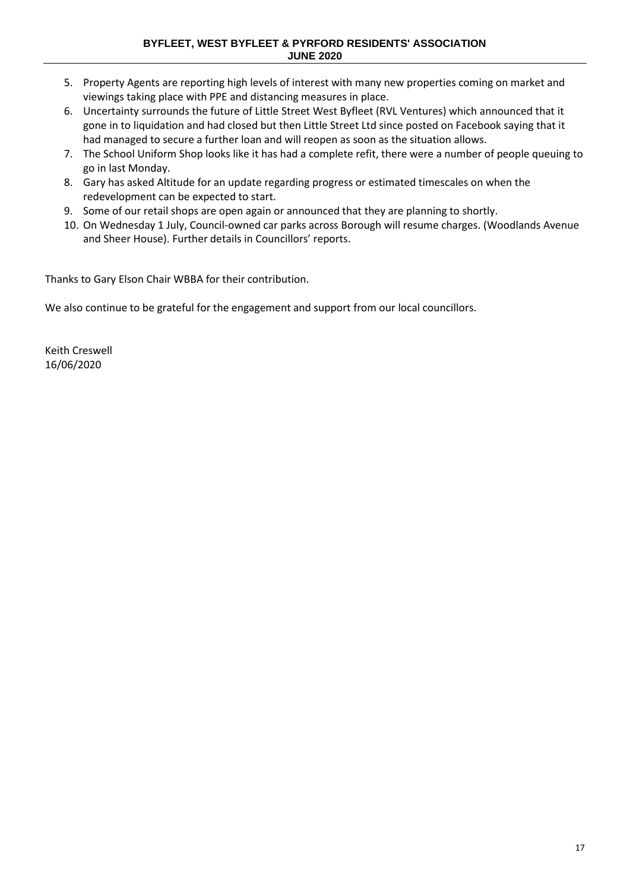5. Property Agents are reporting high levels of interest with many new properties coming on market and viewings taking place with PPE and distancing measures in place.
6. Uncertainty surrounds the future of Little Street West Byfleet (RVL Ventures) which announced that it gone in to liquidation and had closed but then Little Street Ltd since posted on Facebook saying that it had managed to secure a further loan and will reopen as soon as the situation allows.
7. The School Uniform Shop looks like it has had a complete refit, there were a number of people queuing to go in last Monday.
8. Gary has asked Altitude for an update regarding progress or estimated timescales on when the redevelopment can be expected to start.
9. Some of our retail shops are open again or announced that they are planning to shortly.
10. On Wednesday 1 July, Council-owned car parks across Borough will resume charges. (Woodlands Avenue and Sheer House). Further details in Councillors' reports.

Thanks to Gary Elson Chair WBBA for their contribution.

We also continue to be grateful for the engagement and support from our local councillors.

Keith Creswell
16/06/2020